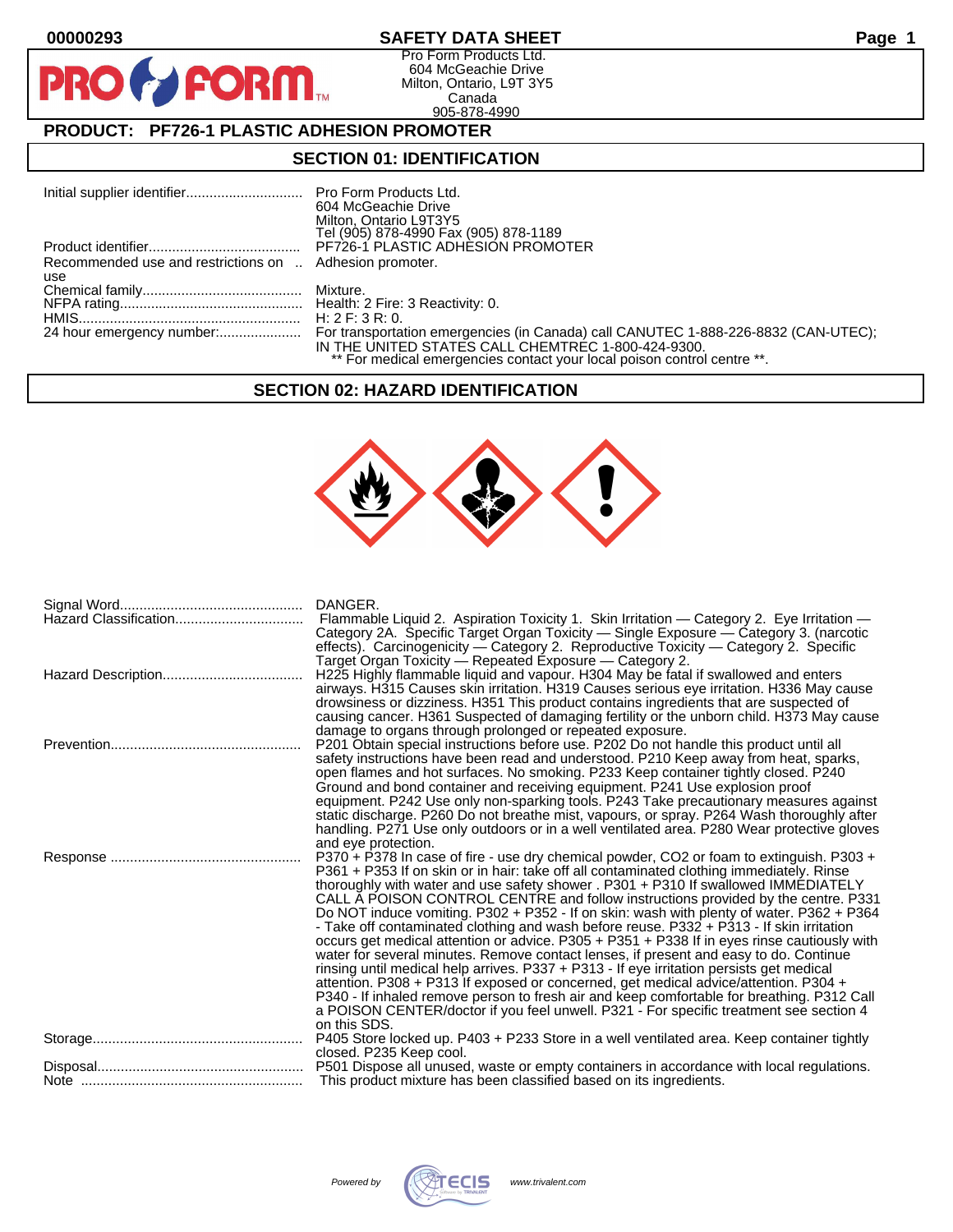# SAFETY DATA SHEET

00000293

Pro Form Products Ltd.
604 McGeachie Drive
Milton, Ontario, L9T 3Y5
Canada
905-878-4990

## PRODUCT: PF726-1 PLASTIC ADHESION PROMOTER

## SECTION 01: IDENTIFICATION

| | |
|---|---|
| Initial supplier identifier | Pro Form Products Ltd. 604 McGeachie Drive Milton, Ontario L9T3Y5 Tel (905) 878-4990 Fax (905) 878-1189 |
| Product identifier | PF726-1 PLASTIC ADHESION PROMOTER |
| Recommended use and restrictions on use | Adhesion promoter. |
| Chemical family | Mixture. |
| NFPA rating | Health: 2 Fire: 3 Reactivity: 0. |
| HMIS | H: 2 F: 3 R: 0. |
| 24 hour emergency number: | For transportation emergencies (in Canada) call CANUTEC 1-888-226-8832 (CAN-UTEC); IN THE UNITED STATES CALL CHEMTREC 1-800-424-9300. ** For medical emergencies contact your local poison control centre **. |

## SECTION 02: HAZARD IDENTIFICATION

| | |
|---|---|
| Signal Word | DANGER. |
| Hazard Classification | Flammable Liquid 2. Aspiration Toxicity 1. Skin Irritation — Category 2. Eye Irritation — Category 2A. Specific Target Organ Toxicity — Single Exposure — Category 3. (narcotic effects). Carcinogenicity — Category 2. Reproductive Toxicity — Category 2. Specific Target Organ Toxicity — Repeated Exposure — Category 2. |
| Hazard Description | H225 Highly flammable liquid and vapour. H304 May be fatal if swallowed and enters airways. H315 Causes skin irritation. H319 Causes serious eye irritation. H336 May cause drowsiness or dizziness. H351 This product contains ingredients that are suspected of causing cancer. H361 Suspected of damaging fertility or the unborn child. H373 May cause damage to organs through prolonged or repeated exposure. |
| Prevention | P201 Obtain special instructions before use. P202 Do not handle this product until all safety instructions have been read and understood. P210 Keep away from heat, sparks, open flames and hot surfaces. No smoking. P233 Keep container tightly closed. P240 Ground and bond container and receiving equipment. P241 Use explosion proof equipment. P242 Use only non-sparking tools. P243 Take precautionary measures against static discharge. P260 Do not breathe mist, vapours, or spray. P264 Wash thoroughly after handling. P271 Use only outdoors or in a well ventilated area. P280 Wear protective gloves and eye protection. |
| Response | P370 + P378 In case of fire - use dry chemical powder, CO2 or foam to extinguish. P303 + P361 + P353 If on skin or in hair: take off all contaminated clothing immediately. Rinse thoroughly with water and use safety shower . P301 + P310 If swallowed IMMEDIATELY CALL A POISON CONTROL CENTRE and follow instructions provided by the centre. P331 Do NOT induce vomiting. P302 + P352 - If on skin: wash with plenty of water. P362 + P364 - Take off contaminated clothing and wash before reuse. P332 + P313 - If skin irritation occurs get medical attention or advice. P305 + P351 + P338 If in eyes rinse cautiously with water for several minutes. Remove contact lenses, if present and easy to do. Continue rinsing until medical help arrives. P337 + P313 - If eye irritation persists get medical attention. P308 + P313 If exposed or concerned, get medical advice/attention. P304 + P340 - If inhaled remove person to fresh air and keep comfortable for breathing. P312 Call a POISON CENTER/doctor if you feel unwell. P321 - For specific treatment see section 4 on this SDS. |
| Storage | P405 Store locked up. P403 + P233 Store in a well ventilated area. Keep container tightly closed. P235 Keep cool. |
| Disposal | P501 Dispose all unused, waste or empty containers in accordance with local regulations. |
| Note | This product mixture has been classified based on its ingredients. |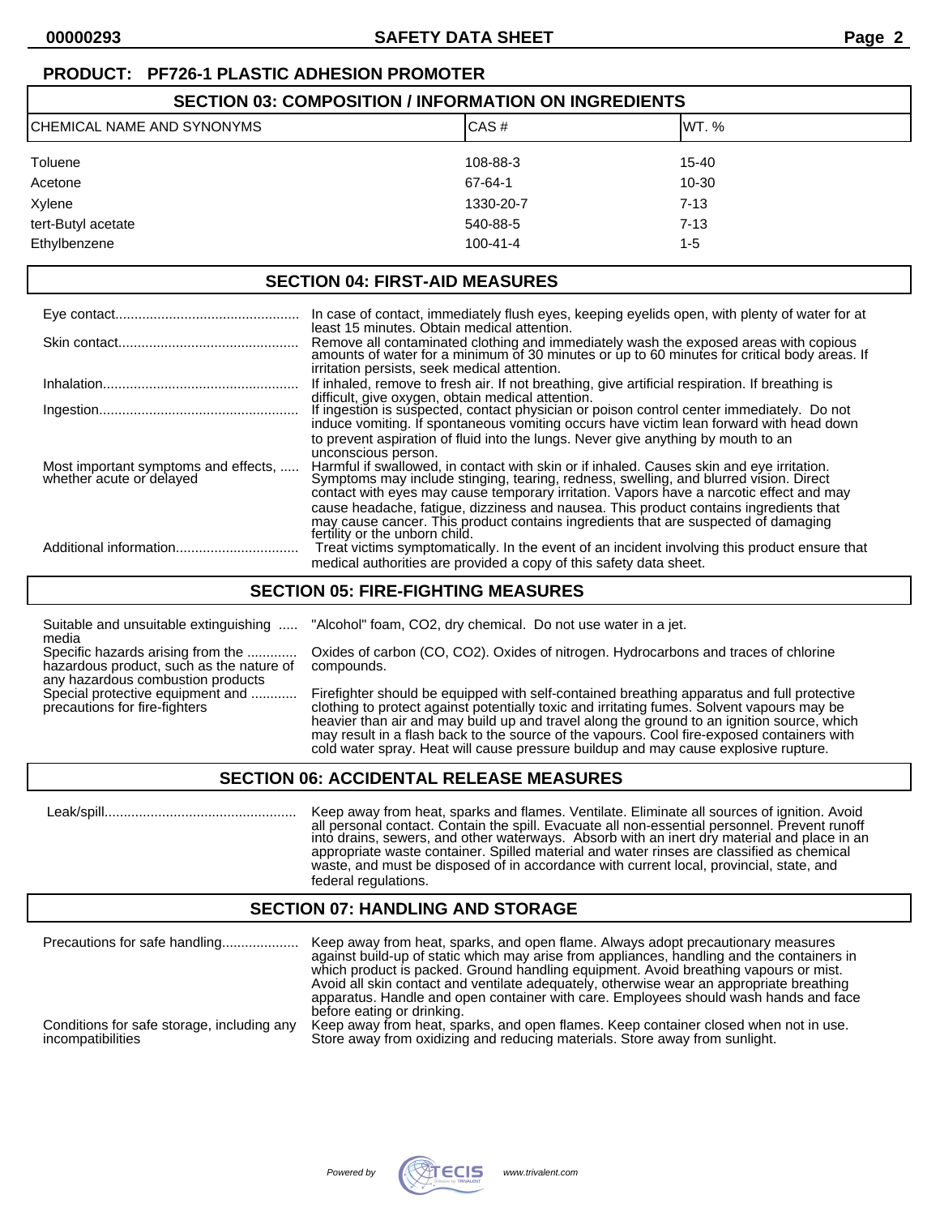**PRODUCT: PF726-1 PLASTIC ADHESION PROMOTER**

## SECTION 03: COMPOSITION / INFORMATION ON INGREDIENTS

| CHEMICAL NAME AND SYNONYMS | CAS # | WT. % |
|---|---|---|
| Toluene | 108-88-3 | 15-40 |
| Acetone | 67-64-1 | 10-30 |
| Xylene | 1330-20-7 | 7-13 |
| tert-Butyl acetate | 540-88-5 | 7-13 |
| Ethylbenzene | 100-41-4 | 1-5 |

## SECTION 04: FIRST-AID MEASURES

**Eye contact:** In case of contact, immediately flush eyes, keeping eyelids open, with plenty of water for at least 15 minutes. Obtain medical attention.

**Skin contact:** Remove all contaminated clothing and immediately wash the exposed areas with copious amounts of water for a minimum of 30 minutes or up to 60 minutes for critical body areas. If irritation persists, seek medical attention.

**Inhalation:** If inhaled, remove to fresh air. If not breathing, give artificial respiration. If breathing is difficult, give oxygen, obtain medical attention.

**Ingestion:** If ingestion is suspected, contact physician or poison control center immediately. Do not induce vomiting. If spontaneous vomiting occurs have victim lean forward with head down to prevent aspiration of fluid into the lungs. Never give anything by mouth to an unconscious person.

**Most important symptoms and effects, whether acute or delayed:** Harmful if swallowed, in contact with skin or if inhaled. Causes skin and eye irritation. Symptoms may include stinging, tearing, redness, swelling, and blurred vision. Direct contact with eyes may cause temporary irritation. Vapors have a narcotic effect and may cause headache, fatigue, dizziness and nausea. This product contains ingredients that may cause cancer. This product contains ingredients that are suspected of damaging fertility or the unborn child.

**Additional information:** Treat victims symptomatically. In the event of an incident involving this product ensure that medical authorities are provided a copy of this safety data sheet.

## SECTION 05: FIRE-FIGHTING MEASURES

**Suitable and unsuitable extinguishing media:** "Alcohol" foam, $CO_2$, dry chemical. Do not use water in a jet.

**Specific hazards arising from the hazardous product, such as the nature of any hazardous combustion products:** Oxides of carbon (CO, $CO_2$). Oxides of nitrogen. Hydrocarbons and traces of chlorine compounds.

**Special protective equipment and precautions for fire-fighters:** Firefighter should be equipped with self-contained breathing apparatus and full protective clothing to protect against potentially toxic and irritating fumes. Solvent vapours may be heavier than air and may build up and travel along the ground to an ignition source, which may result in a flash back to the source of the vapours. Cool fire-exposed containers with cold water spray. Heat will cause pressure buildup and may cause explosive rupture.

## SECTION 06: ACCIDENTAL RELEASE MEASURES

**Leak/spill:** Keep away from heat, sparks and flames. Ventilate. Eliminate all sources of ignition. Avoid all personal contact. Contain the spill. Evacuate all non-essential personnel. Prevent runoff into drains, sewers, and other waterways. Absorb with an inert dry material and place in an appropriate waste container. Spilled material and water rinses are classified as chemical waste, and must be disposed of in accordance with current local, provincial, state, and federal regulations.

## SECTION 07: HANDLING AND STORAGE

**Precautions for safe handling:** Keep away from heat, sparks, and open flame. Always adopt precautionary measures against build-up of static which may arise from appliances, handling and the containers in which product is packed. Ground handling equipment. Avoid breathing vapours or mist. Avoid all skin contact and ventilate adequately, otherwise wear an appropriate breathing apparatus. Handle and open container with care. Employees should wash hands and face before eating or drinking.

**Conditions for safe storage, including any incompatibilities:** Keep away from heat, sparks, and open flames. Keep container closed when not in use. Store away from oxidizing and reducing materials. Store away from sunlight.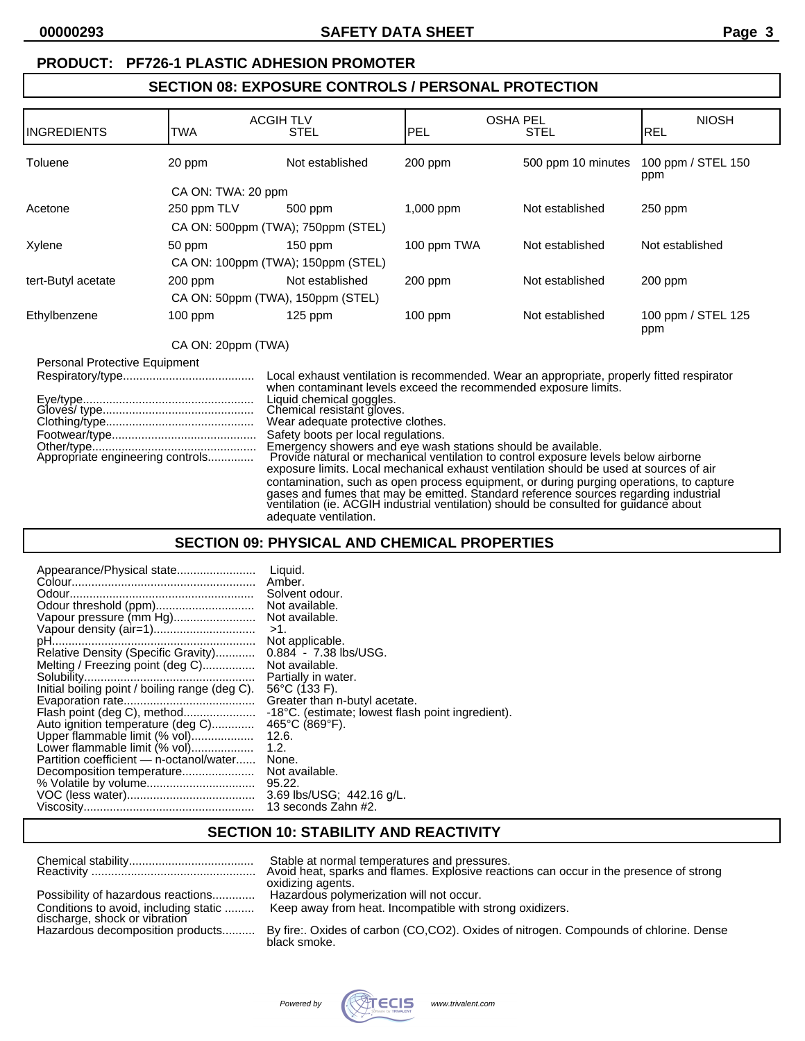**PRODUCT: PF726-1 PLASTIC ADHESION PROMOTER**

## SECTION 08: EXPOSURE CONTROLS / PERSONAL PROTECTION

| INGREDIENTS | ACGIH TLV TWA | ACGIH TLV STEL | OSHA PEL PEL | OSHA PEL STEL | NIOSH REL |
|---|---|---|---|---|---|
| Toluene | 20 ppm | Not established | 200 ppm | 500 ppm 10 minutes | 100 ppm / STEL 150 ppm |
| | CA ON: TWA: 20 ppm | | | | |
| Acetone | 250 ppm TLV | 500 ppm | 1,000 ppm | Not established | 250 ppm |
| | CA ON: 500ppm (TWA); 750ppm (STEL) | | | | |
| Xylene | 50 ppm | 150 ppm | 100 ppm TWA | Not established | Not established |
| | CA ON: 100ppm (TWA); 150ppm (STEL) | | | | |
| tert-Butyl acetate | 200 ppm | Not established | 200 ppm | Not established | 200 ppm |
| | CA ON: 50ppm (TWA), 150ppm (STEL) | | | | |
| Ethylbenzene | 100 ppm | 125 ppm | 100 ppm | Not established | 100 ppm / STEL 125 ppm |
| | CA ON: 20ppm (TWA) | | | | |

Personal Protective Equipment

Respiratory/type........................................ Local exhaust ventilation is recommended. Wear an appropriate, properly fitted respirator when contaminant levels exceed the recommended exposure limits.
Eye/type.................................................... Liquid chemical goggles.
Gloves/ type.............................................. Chemical resistant gloves.
Clothing/type............................................. Wear adequate protective clothes.
Footwear/type............................................ Safety boots per local regulations.
Other/type.................................................. Emergency showers and eye wash stations should be available.
Appropriate engineering controls.............. Provide natural or mechanical ventilation to control exposure levels below airborne exposure limits. Local mechanical exhaust ventilation should be used at sources of air contamination, such as open process equipment, or during purging operations, to capture gases and fumes that may be emitted. Standard reference sources regarding industrial ventilation (ie. ACGIH industrial ventilation) should be consulted for guidance about adequate ventilation.

## SECTION 09: PHYSICAL AND CHEMICAL PROPERTIES

Appearance/Physical state........................ Liquid.
Colour........................................................ Amber.
Odour........................................................ Solvent odour.
Odour threshold (ppm).............................. Not available.
Vapour pressure (mm Hg)......................... Not available.
Vapour density (air=1)............................... >1.
pH.............................................................. Not applicable.
Relative Density (Specific Gravity)............ 0.884 - 7.38 lbs/USG.
Melting / Freezing point (deg C)................ Not available.
Solubility..................................................... Partially in water.
Initial boiling point / boiling range (deg C). 56°C (133 F).
Evaporation rate........................................ Greater than n-butyl acetate.
Flash point (deg C), method...................... -18°C. (estimate; lowest flash point ingredient).
Auto ignition temperature (deg C)............. 465°C (869°F).
Upper flammable limit (% vol)................... 12.6.
Lower flammable limit (% vol)................... 1.2.
Partition coefficient — n-octanol/water...... None.
Decomposition temperature...................... Not available.
% Volatile by volume................................. 95.22.
VOC (less water)....................................... 3.69 lbs/USG; 442.16 g/L.
Viscosity.................................................... 13 seconds Zahn #2.

## SECTION 10: STABILITY AND REACTIVITY

Chemical stability...................................... Stable at normal temperatures and pressures.
Reactivity .................................................. Avoid heat, sparks and flames. Explosive reactions can occur in the presence of strong oxidizing agents.
Possibility of hazardous reactions............. Hazardous polymerization will not occur.
Conditions to avoid, including static discharge, shock or vibration ......... Keep away from heat. Incompatible with strong oxidizers.
Hazardous decomposition products.......... By fire:. Oxides of carbon (CO,CO2). Oxides of nitrogen. Compounds of chlorine. Dense black smoke.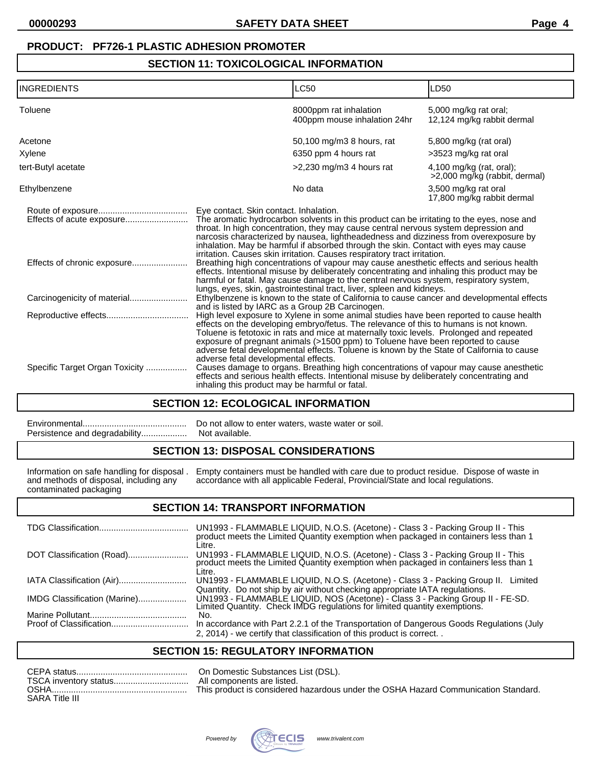**PRODUCT: PF726-1 PLASTIC ADHESION PROMOTER**

## SECTION 11: TOXICOLOGICAL INFORMATION

| INGREDIENTS | LC50 | LD50 |
|---|---|---|
| Toluene | 8000ppm rat inhalation<br>400ppm mouse inhalation 24hr | 5,000 mg/kg rat oral;<br>12,124 mg/kg rabbit dermal |
| Acetone | 50,100 mg/m3 8 hours, rat | 5,800 mg/kg (rat oral) |
| Xylene | 6350 ppm 4 hours rat | >3523 mg/kg rat oral |
| tert-Butyl acetate | >2,230 mg/m3 4 hours rat | 4,100 mg/kg (rat, oral);<br>>2,000 mg/kg (rabbit, dermal) |
| Ethylbenzene | No data | 3,500 mg/kg rat oral<br>17,800 mg/kg rabbit dermal |

Route of exposure.................................... Eye contact. Skin contact. Inhalation.

Effects of acute exposure.......................... The aromatic hydrocarbon solvents in this product can be irritating to the eyes, nose and throat. In high concentration, they may cause central nervous system depression and narcosis characterized by nausea, lightheadedness and dizziness from overexposure by inhalation. May be harmful if absorbed through the skin. Contact with eyes may cause irritation. Causes skin irritation. Causes respiratory tract irritation.

Effects of chronic exposure....................... Breathing high concentrations of vapour may cause anesthetic effects and serious health effects. Intentional misuse by deliberately concentrating and inhaling this product may be harmful or fatal. May cause damage to the central nervous system, respiratory system, lungs, eyes, skin, gastrointestinal tract, liver, spleen and kidneys.

Carcinogenicity of material........................ Ethylbenzene is known to the state of California to cause cancer and developmental effects and is listed by IARC as a Group 2B Carcinogen.

Reproductive effects.................................. High level exposure to Xylene in some animal studies have been reported to cause health effects on the developing embryo/fetus. The relevance of this to humans is not known. Toluene is fetotoxic in rats and mice at maternally toxic levels. Prolonged and repeated exposure of pregnant animals (>1500 ppm) to Toluene have been reported to cause adverse fetal developmental effects. Toluene is known by the State of California to cause adverse fetal developmental effects.

Specific Target Organ Toxicity ................. Causes damage to organs. Breathing high concentrations of vapour may cause anesthetic effects and serious health effects. Intentional misuse by deliberately concentrating and inhaling this product may be harmful or fatal.

## SECTION 12: ECOLOGICAL INFORMATION

Environmental........................................... Do not allow to enter waters, waste water or soil.

Persistence and degradability.................... Not available.

## SECTION 13: DISPOSAL CONSIDERATIONS

Information on safe handling for disposal and methods of disposal, including any contaminated packaging . Empty containers must be handled with care due to product residue. Dispose of waste in accordance with all applicable Federal, Provincial/State and local regulations.

## SECTION 14: TRANSPORT INFORMATION

TDG Classification..................................... UN1993 - FLAMMABLE LIQUID, N.O.S. (Acetone) - Class 3 - Packing Group II - This product meets the Limited Quantity exemption when packaged in containers less than 1 Litre.

DOT Classification (Road)......................... UN1993 - FLAMMABLE LIQUID, N.O.S. (Acetone) - Class 3 - Packing Group II - This product meets the Limited Quantity exemption when packaged in containers less than 1 Litre.

IATA Classification (Air)............................ UN1993 - FLAMMABLE LIQUID, N.O.S. (Acetone) - Class 3 - Packing Group II. Limited Quantity. Do not ship by air without checking appropriate IATA regulations.

IMDG Classification (Marine).................... UN1993 - FLAMMABLE LIQUID, NOS (Acetone) - Class 3 - Packing Group II - FE-SD. Limited Quantity. Check IMDG regulations for limited quantity exemptions.

Marine Pollutant........................................ No.

Proof of Classification................................ In accordance with Part 2.2.1 of the Transportation of Dangerous Goods Regulations (July 2, 2014) - we certify that classification of this product is correct. .

## SECTION 15: REGULATORY INFORMATION

CEPA status.............................................. On Domestic Substances List (DSL).

TSCA inventory status............................... All components are listed.

OSHA........................................................ This product is considered hazardous under the OSHA Hazard Communication Standard.

SARA Title III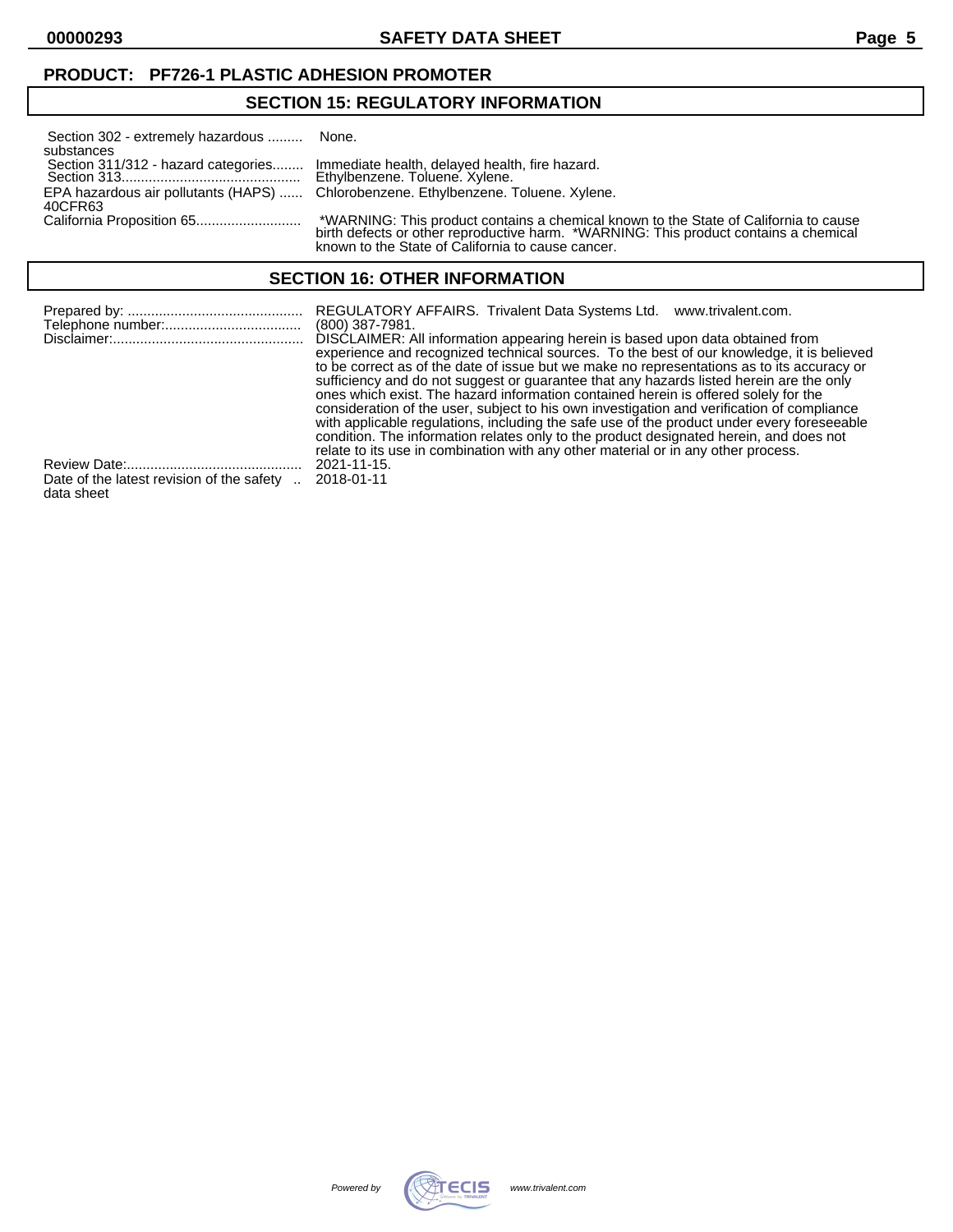**PRODUCT: PF726-1 PLASTIC ADHESION PROMOTER**

## SECTION 15: REGULATORY INFORMATION

| | |
|---|---|
| Section 302 - extremely hazardous substances | None. |
| Section 311/312 - hazard categories | Immediate health, delayed health, fire hazard. |
| Section 313 | Ethylbenzene. Toluene. Xylene. |
| EPA hazardous air pollutants (HAPS) 40CFR63 | Chlorobenzene. Ethylbenzene. Toluene. Xylene. |
| California Proposition 65 | *WARNING: This product contains a chemical known to the State of California to cause birth defects or other reproductive harm. *WARNING: This product contains a chemical known to the State of California to cause cancer. |

## SECTION 16: OTHER INFORMATION

| | |
|---|---|
| Prepared by: | REGULATORY AFFAIRS. Trivalent Data Systems Ltd. www.trivalent.com. |
| Telephone number: | (800) 387-7981. |
| Disclaimer: | DISCLAIMER: All information appearing herein is based upon data obtained from experience and recognized technical sources. To the best of our knowledge, it is believed to be correct as of the date of issue but we make no representations as to its accuracy or sufficiency and do not suggest or guarantee that any hazards listed herein are the only ones which exist. The hazard information contained herein is offered solely for the consideration of the user, subject to his own investigation and verification of compliance with applicable regulations, including the safe use of the product under every foreseeable condition. The information relates only to the product designated herein, and does not relate to its use in combination with any other material or in any other process. |
| Review Date: | 2021-11-15. |
| Date of the latest revision of the safety data sheet | 2018-01-11 |